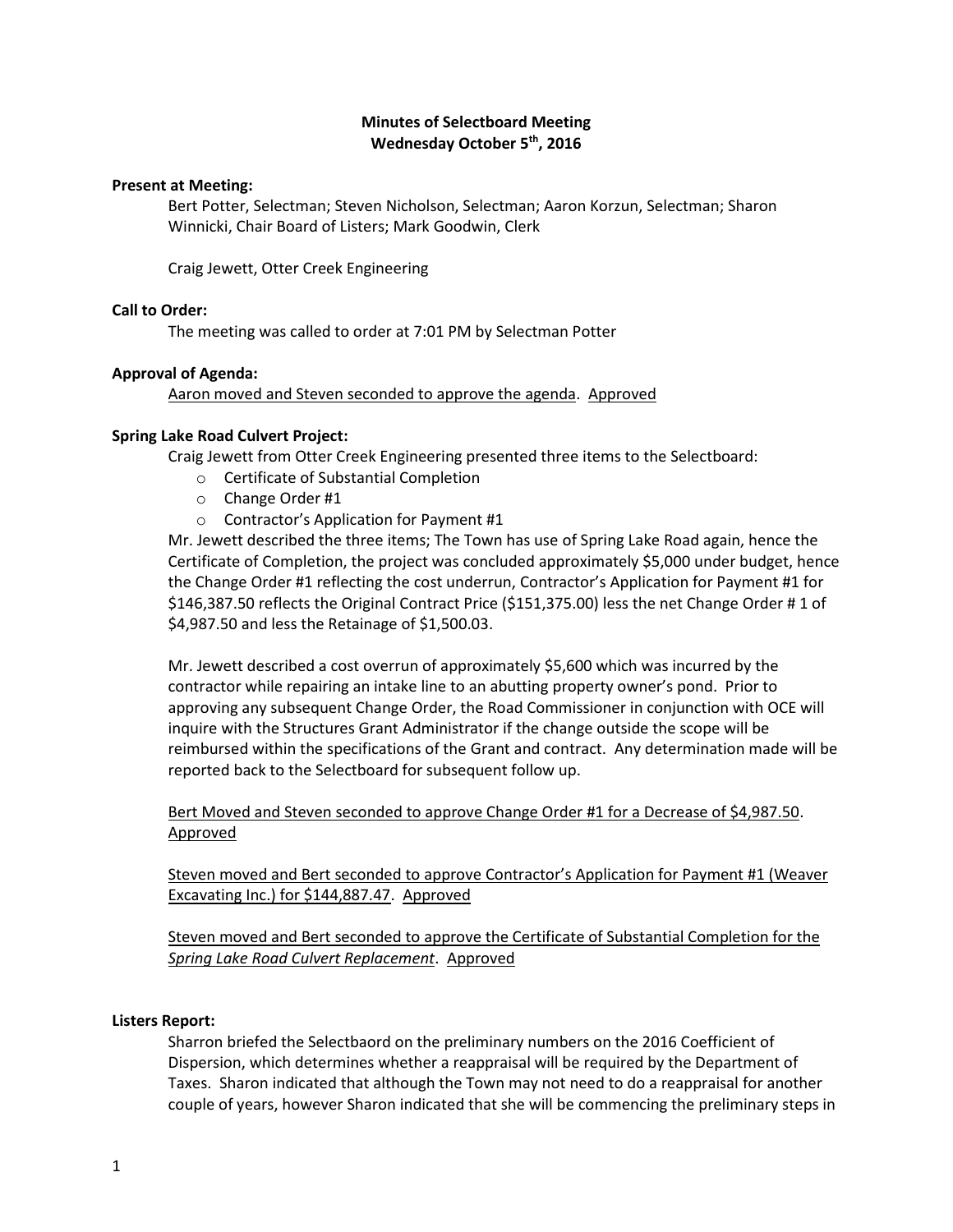# Minutes of Selectboard Meeting
## Wednesday October 5th, 2016

**Present at Meeting:**

Bert Potter, Selectman; Steven Nicholson, Selectman; Aaron Korzun, Selectman; Sharon Winnicki, Chair Board of Listers; Mark Goodwin, Clerk

Craig Jewett, Otter Creek Engineering

**Call to Order:**

The meeting was called to order at 7:01 PM by Selectman Potter

**Approval of Agenda:**

<u>Aaron moved and Steven seconded to approve the agenda</u>. <u>Approved</u>

**Spring Lake Road Culvert Project:**

Craig Jewett from Otter Creek Engineering presented three items to the Selectboard:

- Certificate of Substantial Completion
- Change Order #1
- Contractor's Application for Payment #1

Mr. Jewett described the three items; The Town has use of Spring Lake Road again, hence the Certificate of Completion, the project was concluded approximately $5,000 under budget, hence the Change Order #1 reflecting the cost underrun, Contractor's Application for Payment #1 for $146,387.50 reflects the Original Contract Price ($151,375.00) less the net Change Order # 1 of $4,987.50 and less the Retainage of $1,500.03.

Mr. Jewett described a cost overrun of approximately $5,600 which was incurred by the contractor while repairing an intake line to an abutting property owner's pond. Prior to approving any subsequent Change Order, the Road Commissioner in conjunction with OCE will inquire with the Structures Grant Administrator if the change outside the scope will be reimbursed within the specifications of the Grant and contract. Any determination made will be reported back to the Selectboard for subsequent follow up.

<u>Bert Moved and Steven seconded to approve Change Order #1 for a Decrease of $4,987.50</u>. <u>Approved</u>

<u>Steven moved and Bert seconded to approve Contractor's Application for Payment #1 (Weaver Excavating Inc.) for $144,887.47</u>. <u>Approved</u>

<u>Steven moved and Bert seconded to approve the Certificate of Substantial Completion for the *Spring Lake Road Culvert Replacement*</u>. <u>Approved</u>

**Listers Report:**

Sharron briefed the Selectbaord on the preliminary numbers on the 2016 Coefficient of Dispersion, which determines whether a reappraisal will be required by the Department of Taxes. Sharon indicated that although the Town may not need to do a reappraisal for another couple of years, however Sharon indicated that she will be commencing the preliminary steps in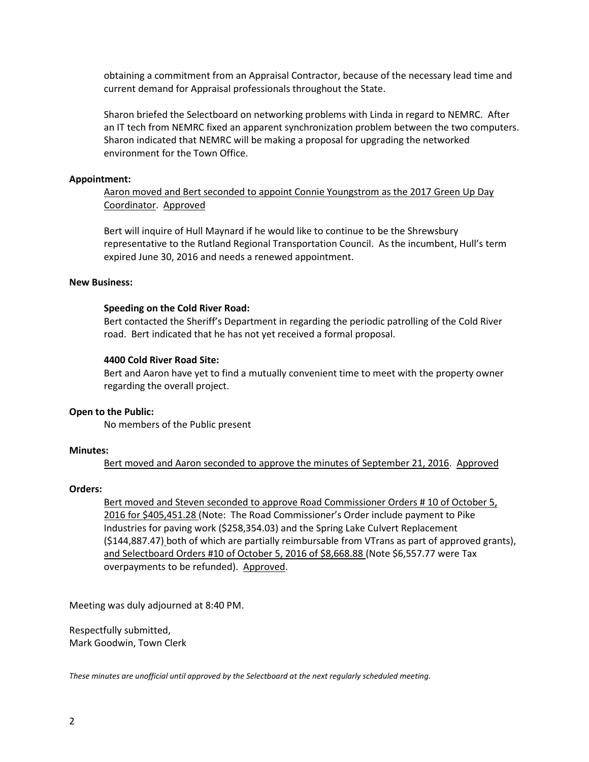obtaining a commitment from an Appraisal Contractor, because of the necessary lead time and current demand for Appraisal professionals throughout the State.

Sharon briefed the Selectboard on networking problems with Linda in regard to NEMRC. After an IT tech from NEMRC fixed an apparent synchronization problem between the two computers. Sharon indicated that NEMRC will be making a proposal for upgrading the networked environment for the Town Office.

**Appointment:**

Aaron moved and Bert seconded to appoint Connie Youngstrom as the 2017 Green Up Day Coordinator. Approved

Bert will inquire of Hull Maynard if he would like to continue to be the Shrewsbury representative to the Rutland Regional Transportation Council. As the incumbent, Hull's term expired June 30, 2016 and needs a renewed appointment.

**New Business:**

**Speeding on the Cold River Road:**

Bert contacted the Sheriff's Department in regarding the periodic patrolling of the Cold River road. Bert indicated that he has not yet received a formal proposal.

**4400 Cold River Road Site:**

Bert and Aaron have yet to find a mutually convenient time to meet with the property owner regarding the overall project.

**Open to the Public:**

No members of the Public present

**Minutes:**

Bert moved and Aaron seconded to approve the minutes of September 21, 2016. Approved

**Orders:**

Bert moved and Steven seconded to approve Road Commissioner Orders # 10 of October 5, 2016 for $405,451.28 (Note: The Road Commissioner's Order include payment to Pike Industries for paving work ($258,354.03) and the Spring Lake Culvert Replacement ($144,887.47) both of which are partially reimbursable from VTrans as part of approved grants), and Selectboard Orders #10 of October 5, 2016 of $8,668.88 (Note $6,557.77 were Tax overpayments to be refunded). Approved.

Meeting was duly adjourned at 8:40 PM.

Respectfully submitted,
Mark Goodwin, Town Clerk

*These minutes are unofficial until approved by the Selectboard at the next regularly scheduled meeting.*